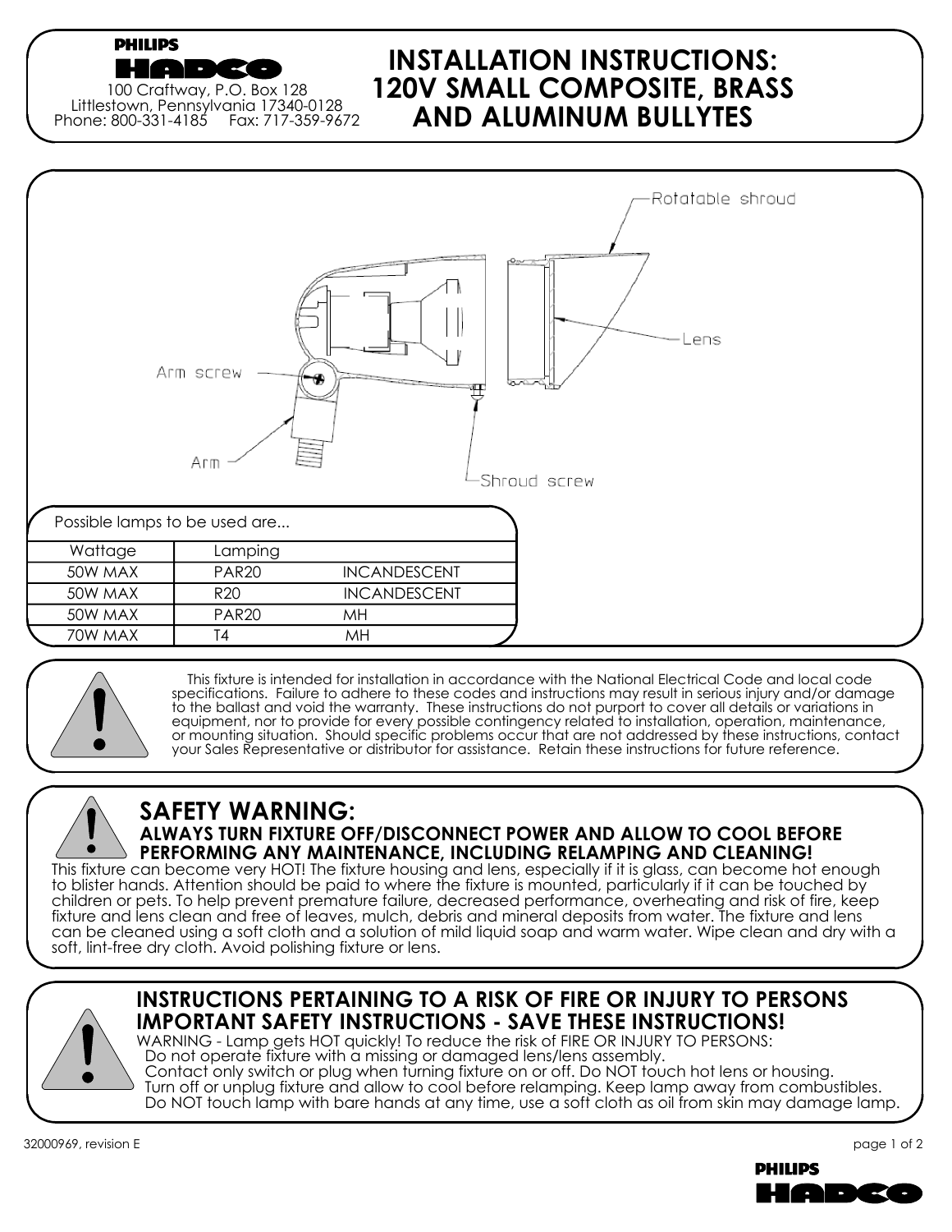**PHILIPS HADCO**

100 Craftway, P.O. Box 128
Littlestown, Pennsylvania 17340-0128
Phone: 800-331-4185 Fax: 717-359-9672

# INSTALLATION INSTRUCTIONS: 120V SMALL COMPOSITE, BRASS AND ALUMINUM BULLYTES

Rotatable shroud

Lens

Arm screw

Arm

Shroud screw

Possible lamps to be used are...

| Wattage | Lamping | |
|---|---|---|
| 50W MAX | PAR20 | INCANDESCENT |
| 50W MAX | R20 | INCANDESCENT |
| 50W MAX | PAR20 | MH |
| 70W MAX | T4 | MH |

This fixture is intended for installation in accordance with the National Electrical Code and local code specifications. Failure to adhere to these codes and instructions may result in serious injury and/or damage to the ballast and void the warranty. These instructions do not purport to cover all details or variations in equipment, nor to provide for every possible contingency related to installation, operation, maintenance, or mounting situation. Should specific problems occur that are not addressed by these instructions, contact your Sales Representative or distributor for assistance. Retain these instructions for future reference.

## SAFETY WARNING:

**ALWAYS TURN FIXTURE OFF/DISCONNECT POWER AND ALLOW TO COOL BEFORE PERFORMING ANY MAINTENANCE, INCLUDING RELAMPING AND CLEANING!**

This fixture can become very HOT! The fixture housing and lens, especially if it is glass, can become hot enough to blister hands. Attention should be paid to where the fixture is mounted, particularly if it can be touched by children or pets. To help prevent premature failure, decreased performance, overheating and risk of fire, keep fixture and lens clean and free of leaves, mulch, debris and mineral deposits from water. The fixture and lens can be cleaned using a soft cloth and a solution of mild liquid soap and warm water. Wipe clean and dry with a soft, lint-free dry cloth. Avoid polishing fixture or lens.

## INSTRUCTIONS PERTAINING TO A RISK OF FIRE OR INJURY TO PERSONS IMPORTANT SAFETY INSTRUCTIONS - SAVE THESE INSTRUCTIONS!

WARNING - Lamp gets HOT quickly! To reduce the risk of FIRE OR INJURY TO PERSONS:
Do not operate fixture with a missing or damaged lens/lens assembly.
Contact only switch or plug when turning fixture on or off. Do NOT touch hot lens or housing.
Turn off or unplug fixture and allow to cool before relamping. Keep lamp away from combustibles.
Do NOT touch lamp with bare hands at any time, use a soft cloth as oil from skin may damage lamp.

32000969, revision E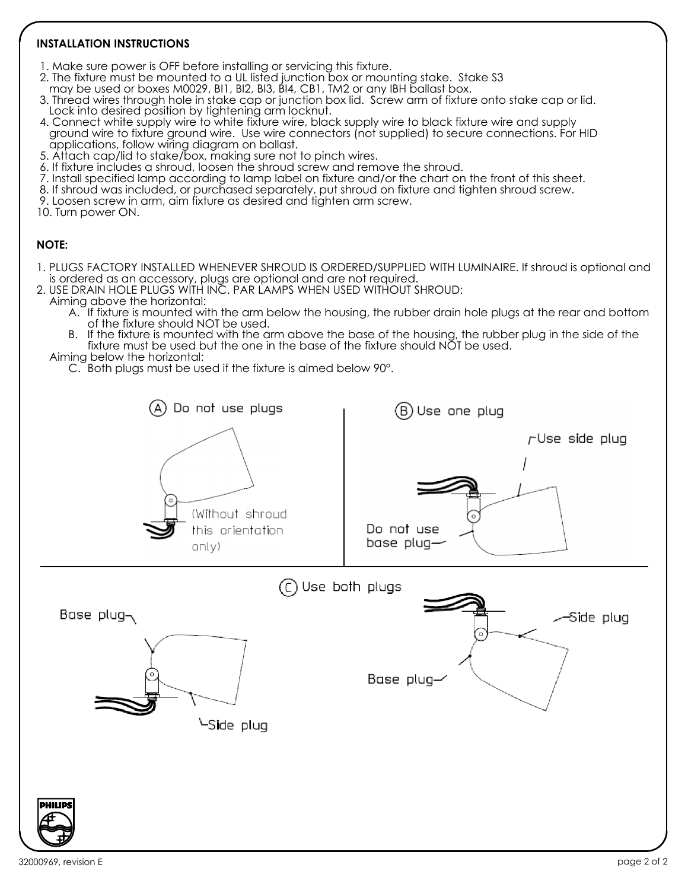**INSTALLATION INSTRUCTIONS**

1. Make sure power is OFF before installing or servicing this fixture.
2. The fixture must be mounted to a UL listed junction box or mounting stake. Stake S3 may be used or boxes M0029, BI1, BI2, BI3, BI4, CB1, TM2 or any IBH ballast box.
3. Thread wires through hole in stake cap or junction box lid. Screw arm of fixture onto stake cap or lid. Lock into desired position by tightening arm locknut.
4. Connect white supply wire to white fixture wire, black supply wire to black fixture wire and supply ground wire to fixture ground wire. Use wire connectors (not supplied) to secure connections. For HID applications, follow wiring diagram on ballast.
5. Attach cap/lid to stake/box, making sure not to pinch wires.
6. If fixture includes a shroud, loosen the shroud screw and remove the shroud.
7. Install specified lamp according to lamp label on fixture and/or the chart on the front of this sheet.
8. If shroud was included, or purchased separately, put shroud on fixture and tighten shroud screw.
9. Loosen screw in arm, aim fixture as desired and tighten arm screw.
10. Turn power ON.

**NOTE:**

1. PLUGS FACTORY INSTALLED WHENEVER SHROUD IS ORDERED/SUPPLIED WITH LUMINAIRE. If shroud is optional and is ordered as an accessory, plugs are optional and are not required.
2. USE DRAIN HOLE PLUGS WITH INC. PAR LAMPS WHEN USED WITHOUT SHROUD:

   Aiming above the horizontal:

   A. If fixture is mounted with the arm below the housing, the rubber drain hole plugs at the rear and bottom of the fixture should NOT be used.

   B. If the fixture is mounted with the arm above the base of the housing, the rubber plug in the side of the fixture must be used but the one in the base of the fixture should NOT be used.

   Aiming below the horizontal:

   C. Both plugs must be used if the fixture is aimed below 90°.

(A) Do not use plugs

(Without shroud this orientation only)

(B) Use one plug

Use side plug

Do not use base plug

(C) Use both plugs

Base plug

Side plug

Side plug

Base plug

PHILIPS

32000969, revision E